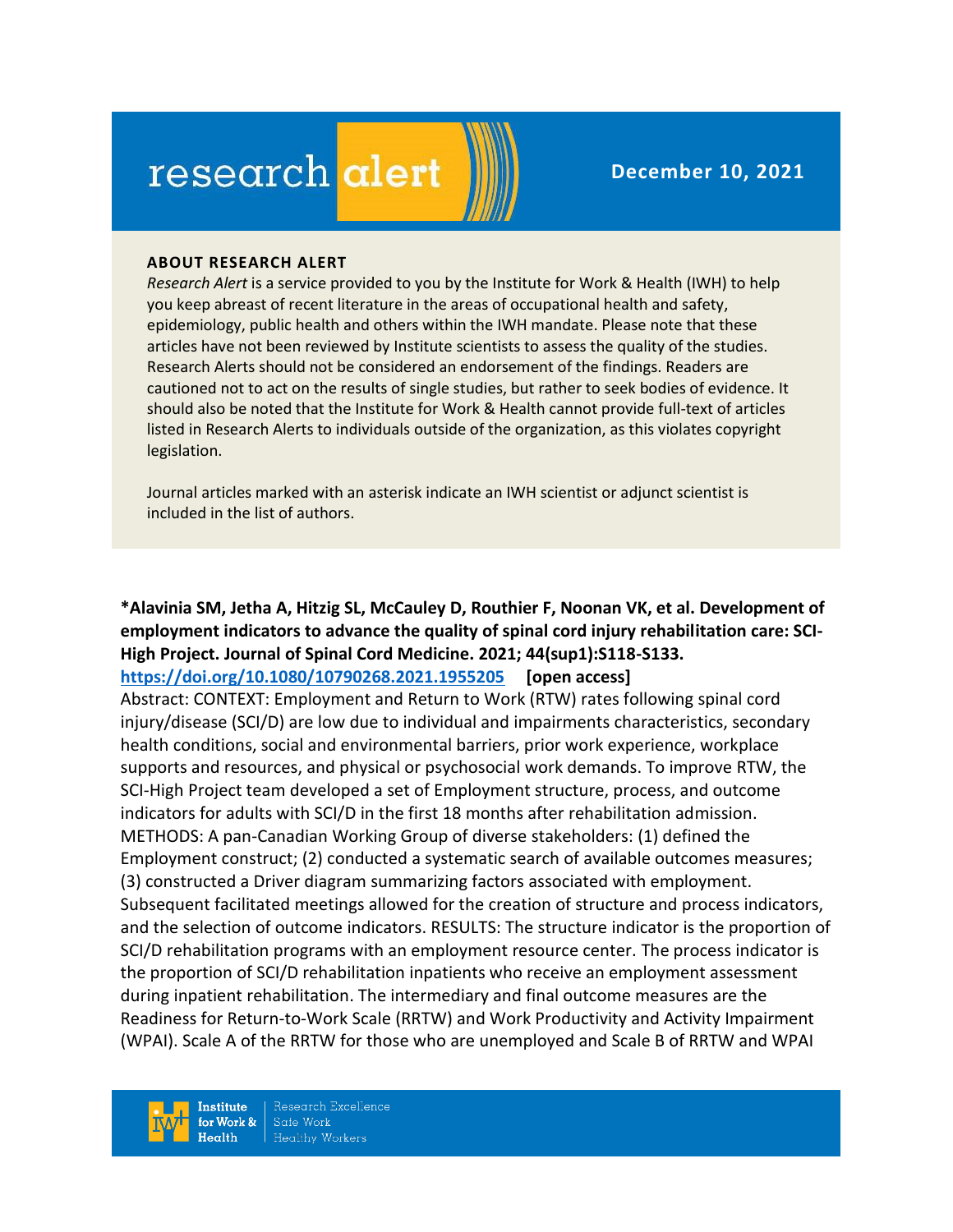# research alert

**December 10, 2021**

### ABOUT RESEARCH ALERT

*Research Alert* is a service provided to you by the Institute for Work & Health (IWH) to help you keep abreast of recent literature in the areas of occupational health and safety, epidemiology, public health and others within the IWH mandate. Please note that these articles have not been reviewed by Institute scientists to assess the quality of the studies. Research Alerts should not be considered an endorsement of the findings. Readers are cautioned not to act on the results of single studies, but rather to seek bodies of evidence. It should also be noted that the Institute for Work & Health cannot provide full-text of articles listed in Research Alerts to individuals outside of the organization, as this violates copyright legislation.

Journal articles marked with an asterisk indicate an IWH scientist or adjunct scientist is included in the list of authors.

**\*Alavinia SM, Jetha A, Hitzig SL, McCauley D, Routhier F, Noonan VK, et al. Development of employment indicators to advance the quality of spinal cord injury rehabilitation care: SCI-High Project. Journal of Spinal Cord Medicine. 2021; 44(sup1):S118-S133.**
**https://doi.org/10.1080/10790268.2021.1955205** **[open access]**

Abstract: CONTEXT: Employment and Return to Work (RTW) rates following spinal cord injury/disease (SCI/D) are low due to individual and impairments characteristics, secondary health conditions, social and environmental barriers, prior work experience, workplace supports and resources, and physical or psychosocial work demands. To improve RTW, the SCI-High Project team developed a set of Employment structure, process, and outcome indicators for adults with SCI/D in the first 18 months after rehabilitation admission. METHODS: A pan-Canadian Working Group of diverse stakeholders: (1) defined the Employment construct; (2) conducted a systematic search of available outcomes measures; (3) constructed a Driver diagram summarizing factors associated with employment. Subsequent facilitated meetings allowed for the creation of structure and process indicators, and the selection of outcome indicators. RESULTS: The structure indicator is the proportion of SCI/D rehabilitation programs with an employment resource center. The process indicator is the proportion of SCI/D rehabilitation inpatients who receive an employment assessment during inpatient rehabilitation. The intermediary and final outcome measures are the Readiness for Return-to-Work Scale (RRTW) and Work Productivity and Activity Impairment (WPAI). Scale A of the RRTW for those who are unemployed and Scale B of RRTW and WPAI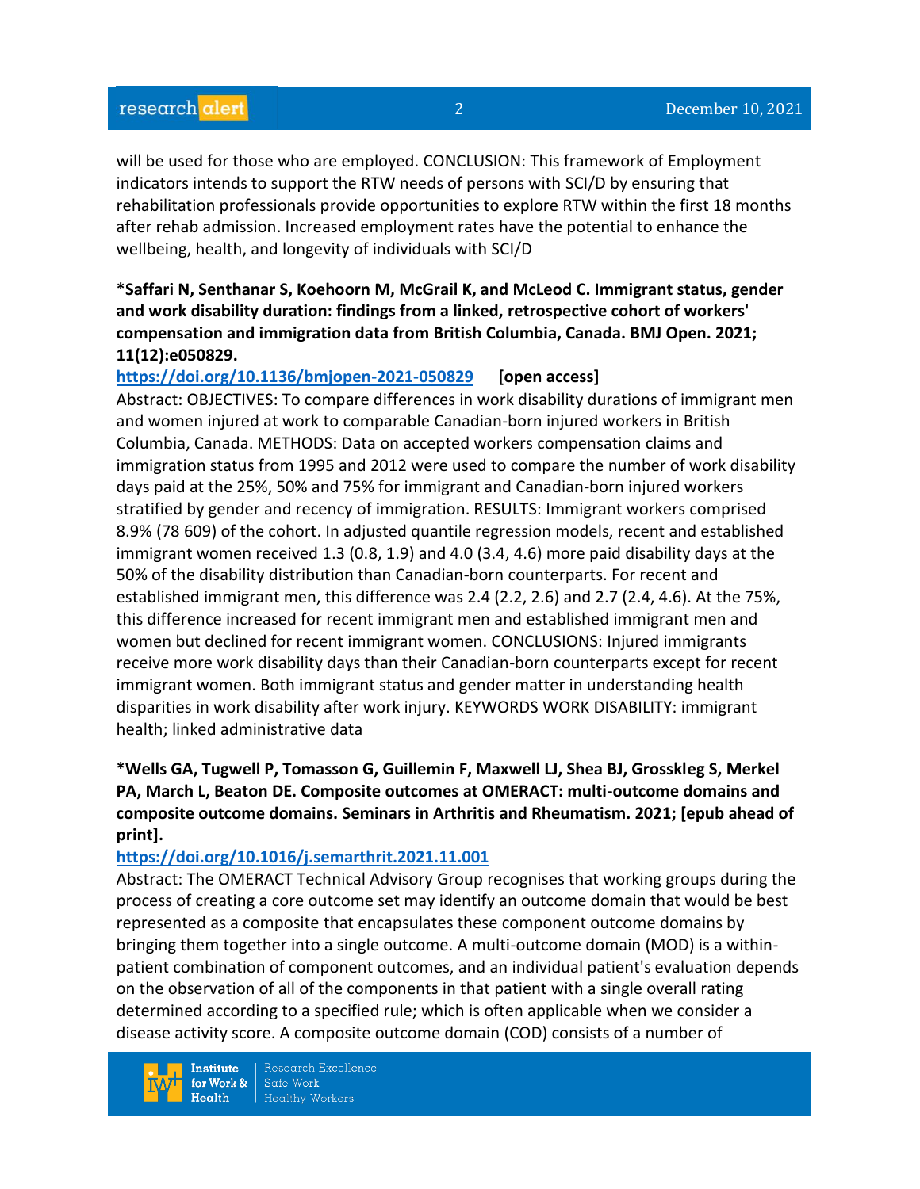will be used for those who are employed. CONCLUSION: This framework of Employment indicators intends to support the RTW needs of persons with SCI/D by ensuring that rehabilitation professionals provide opportunities to explore RTW within the first 18 months after rehab admission. Increased employment rates have the potential to enhance the wellbeing, health, and longevity of individuals with SCI/D

**\*Saffari N, Senthanar S, Koehoorn M, McGrail K, and McLeod C. Immigrant status, gender and work disability duration: findings from a linked, retrospective cohort of workers' compensation and immigration data from British Columbia, Canada. BMJ Open. 2021; 11(12):e050829.**

https://doi.org/10.1136/bmjopen-2021-050829 **[open access]**

Abstract: OBJECTIVES: To compare differences in work disability durations of immigrant men and women injured at work to comparable Canadian-born injured workers in British Columbia, Canada. METHODS: Data on accepted workers compensation claims and immigration status from 1995 and 2012 were used to compare the number of work disability days paid at the 25%, 50% and 75% for immigrant and Canadian-born injured workers stratified by gender and recency of immigration. RESULTS: Immigrant workers comprised 8.9% (78 609) of the cohort. In adjusted quantile regression models, recent and established immigrant women received 1.3 (0.8, 1.9) and 4.0 (3.4, 4.6) more paid disability days at the 50% of the disability distribution than Canadian-born counterparts. For recent and established immigrant men, this difference was 2.4 (2.2, 2.6) and 2.7 (2.4, 4.6). At the 75%, this difference increased for recent immigrant men and established immigrant men and women but declined for recent immigrant women. CONCLUSIONS: Injured immigrants receive more work disability days than their Canadian-born counterparts except for recent immigrant women. Both immigrant status and gender matter in understanding health disparities in work disability after work injury. KEYWORDS WORK DISABILITY: immigrant health; linked administrative data

**\*Wells GA, Tugwell P, Tomasson G, Guillemin F, Maxwell LJ, Shea BJ, Grosskleg S, Merkel PA, March L, Beaton DE. Composite outcomes at OMERACT: multi-outcome domains and composite outcome domains. Seminars in Arthritis and Rheumatism. 2021; [epub ahead of print].**

https://doi.org/10.1016/j.semarthrit.2021.11.001

Abstract: The OMERACT Technical Advisory Group recognises that working groups during the process of creating a core outcome set may identify an outcome domain that would be best represented as a composite that encapsulates these component outcome domains by bringing them together into a single outcome. A multi-outcome domain (MOD) is a within-patient combination of component outcomes, and an individual patient's evaluation depends on the observation of all of the components in that patient with a single overall rating determined according to a specified rule; which is often applicable when we consider a disease activity score. A composite outcome domain (COD) consists of a number of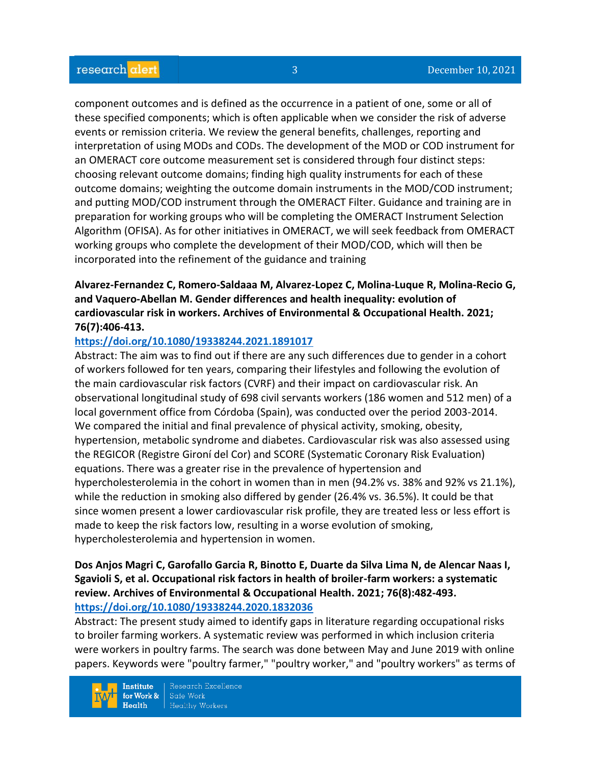component outcomes and is defined as the occurrence in a patient of one, some or all of these specified components; which is often applicable when we consider the risk of adverse events or remission criteria. We review the general benefits, challenges, reporting and interpretation of using MODs and CODs. The development of the MOD or COD instrument for an OMERACT core outcome measurement set is considered through four distinct steps: choosing relevant outcome domains; finding high quality instruments for each of these outcome domains; weighting the outcome domain instruments in the MOD/COD instrument; and putting MOD/COD instrument through the OMERACT Filter. Guidance and training are in preparation for working groups who will be completing the OMERACT Instrument Selection Algorithm (OFISA). As for other initiatives in OMERACT, we will seek feedback from OMERACT working groups who complete the development of their MOD/COD, which will then be incorporated into the refinement of the guidance and training

**Alvarez-Fernandez C, Romero-Saldaaa M, Alvarez-Lopez C, Molina-Luque R, Molina-Recio G, and Vaquero-Abellan M. Gender differences and health inequality: evolution of cardiovascular risk in workers. Archives of Environmental & Occupational Health. 2021; 76(7):406-413.**
https://doi.org/10.1080/19338244.2021.1891017
Abstract: The aim was to find out if there are any such differences due to gender in a cohort of workers followed for ten years, comparing their lifestyles and following the evolution of the main cardiovascular risk factors (CVRF) and their impact on cardiovascular risk. An observational longitudinal study of 698 civil servants workers (186 women and 512 men) of a local government office from Córdoba (Spain), was conducted over the period 2003-2014. We compared the initial and final prevalence of physical activity, smoking, obesity, hypertension, metabolic syndrome and diabetes. Cardiovascular risk was also assessed using the REGICOR (Registre Gironí del Cor) and SCORE (Systematic Coronary Risk Evaluation) equations. There was a greater rise in the prevalence of hypertension and hypercholesterolemia in the cohort in women than in men (94.2% vs. 38% and 92% vs 21.1%), while the reduction in smoking also differed by gender (26.4% vs. 36.5%). It could be that since women present a lower cardiovascular risk profile, they are treated less or less effort is made to keep the risk factors low, resulting in a worse evolution of smoking, hypercholesterolemia and hypertension in women.

**Dos Anjos Magri C, Garofallo Garcia R, Binotto E, Duarte da Silva Lima N, de Alencar Naas I, Sgavioli S, et al. Occupational risk factors in health of broiler-farm workers: a systematic review. Archives of Environmental & Occupational Health. 2021; 76(8):482-493.**
https://doi.org/10.1080/19338244.2020.1832036
Abstract: The present study aimed to identify gaps in literature regarding occupational risks to broiler farming workers. A systematic review was performed in which inclusion criteria were workers in poultry farms. The search was done between May and June 2019 with online papers. Keywords were "poultry farmer," "poultry worker," and "poultry workers" as terms of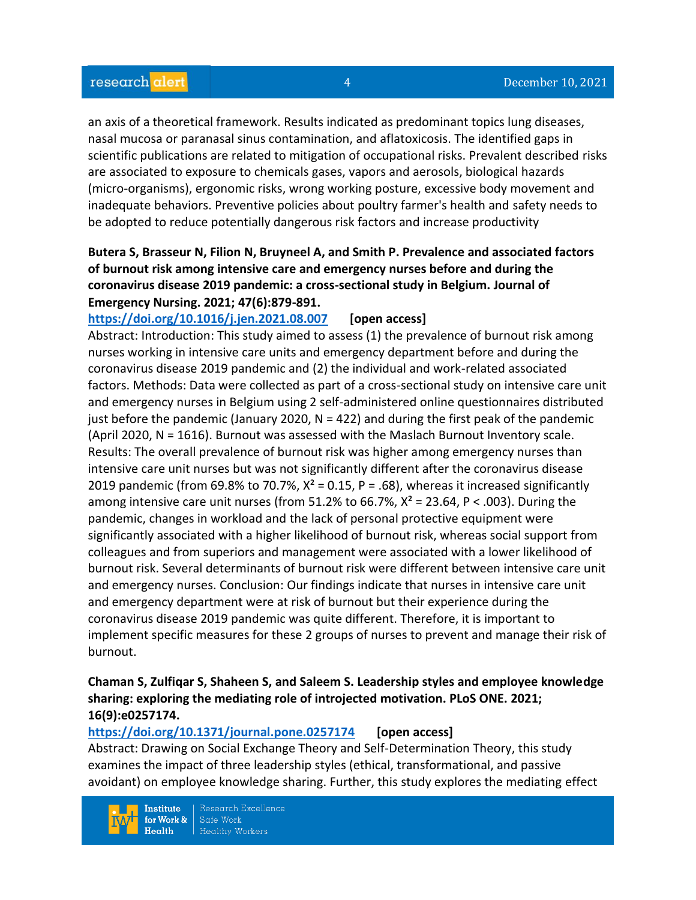an axis of a theoretical framework. Results indicated as predominant topics lung diseases, nasal mucosa or paranasal sinus contamination, and aflatoxicosis. The identified gaps in scientific publications are related to mitigation of occupational risks. Prevalent described risks are associated to exposure to chemicals gases, vapors and aerosols, biological hazards (micro-organisms), ergonomic risks, wrong working posture, excessive body movement and inadequate behaviors. Preventive policies about poultry farmer's health and safety needs to be adopted to reduce potentially dangerous risk factors and increase productivity

**Butera S, Brasseur N, Filion N, Bruyneel A, and Smith P. Prevalence and associated factors of burnout risk among intensive care and emergency nurses before and during the coronavirus disease 2019 pandemic: a cross-sectional study in Belgium. Journal of Emergency Nursing. 2021; 47(6):879-891.**

https://doi.org/10.1016/j.jen.2021.08.007 **[open access]**

Abstract: Introduction: This study aimed to assess (1) the prevalence of burnout risk among nurses working in intensive care units and emergency department before and during the coronavirus disease 2019 pandemic and (2) the individual and work-related associated factors. Methods: Data were collected as part of a cross-sectional study on intensive care unit and emergency nurses in Belgium using 2 self-administered online questionnaires distributed just before the pandemic (January 2020, N = 422) and during the first peak of the pandemic (April 2020, N = 1616). Burnout was assessed with the Maslach Burnout Inventory scale. Results: The overall prevalence of burnout risk was higher among emergency nurses than intensive care unit nurses but was not significantly different after the coronavirus disease 2019 pandemic (from 69.8% to 70.7%, $X^2 = 0.15$, $P = .68$), whereas it increased significantly among intensive care unit nurses (from 51.2% to 66.7%, $X^2 = 23.64$, $P < .003$). During the pandemic, changes in workload and the lack of personal protective equipment were significantly associated with a higher likelihood of burnout risk, whereas social support from colleagues and from superiors and management were associated with a lower likelihood of burnout risk. Several determinants of burnout risk were different between intensive care unit and emergency nurses. Conclusion: Our findings indicate that nurses in intensive care unit and emergency department were at risk of burnout but their experience during the coronavirus disease 2019 pandemic was quite different. Therefore, it is important to implement specific measures for these 2 groups of nurses to prevent and manage their risk of burnout.

**Chaman S, Zulfiqar S, Shaheen S, and Saleem S. Leadership styles and employee knowledge sharing: exploring the mediating role of introjected motivation. PLoS ONE. 2021; 16(9):e0257174.**

https://doi.org/10.1371/journal.pone.0257174 **[open access]**

Abstract: Drawing on Social Exchange Theory and Self-Determination Theory, this study examines the impact of three leadership styles (ethical, transformational, and passive avoidant) on employee knowledge sharing. Further, this study explores the mediating effect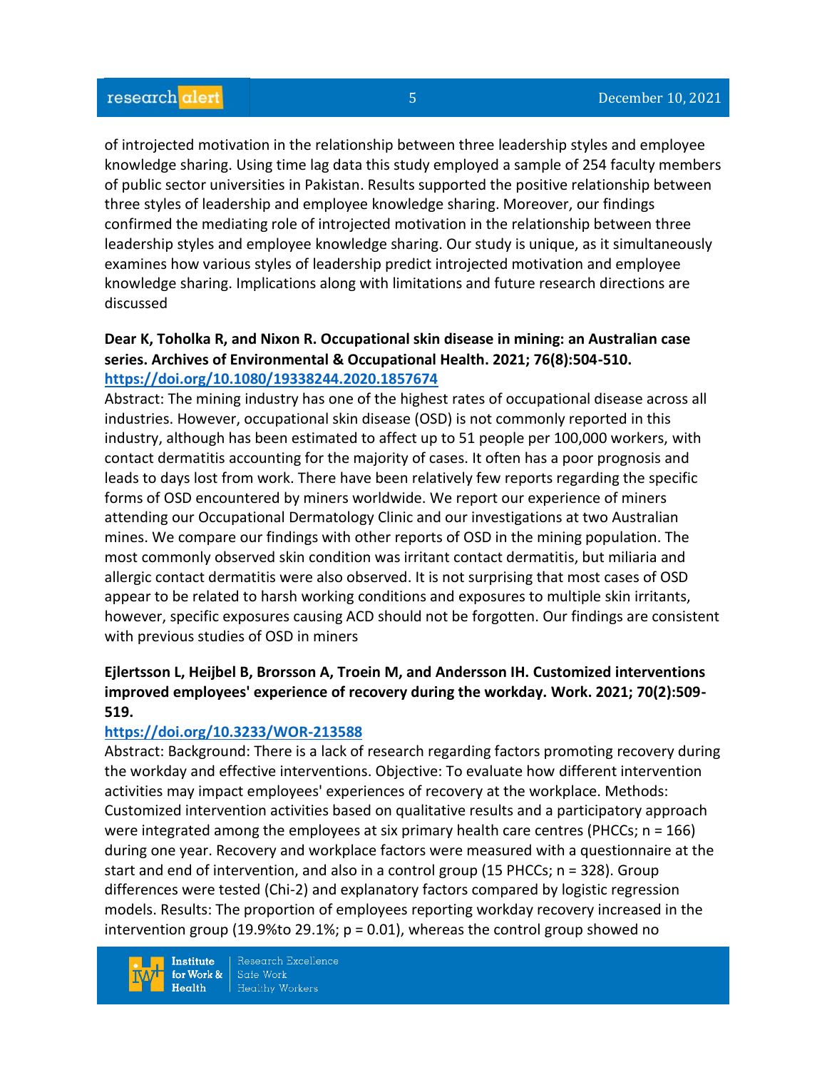of introjected motivation in the relationship between three leadership styles and employee knowledge sharing. Using time lag data this study employed a sample of 254 faculty members of public sector universities in Pakistan. Results supported the positive relationship between three styles of leadership and employee knowledge sharing. Moreover, our findings confirmed the mediating role of introjected motivation in the relationship between three leadership styles and employee knowledge sharing. Our study is unique, as it simultaneously examines how various styles of leadership predict introjected motivation and employee knowledge sharing. Implications along with limitations and future research directions are discussed

**Dear K, Toholka R, and Nixon R. Occupational skin disease in mining: an Australian case series. Archives of Environmental & Occupational Health. 2021; 76(8):504-510.**
**https://doi.org/10.1080/19338244.2020.1857674**
Abstract: The mining industry has one of the highest rates of occupational disease across all industries. However, occupational skin disease (OSD) is not commonly reported in this industry, although has been estimated to affect up to 51 people per 100,000 workers, with contact dermatitis accounting for the majority of cases. It often has a poor prognosis and leads to days lost from work. There have been relatively few reports regarding the specific forms of OSD encountered by miners worldwide. We report our experience of miners attending our Occupational Dermatology Clinic and our investigations at two Australian mines. We compare our findings with other reports of OSD in the mining population. The most commonly observed skin condition was irritant contact dermatitis, but miliaria and allergic contact dermatitis were also observed. It is not surprising that most cases of OSD appear to be related to harsh working conditions and exposures to multiple skin irritants, however, specific exposures causing ACD should not be forgotten. Our findings are consistent with previous studies of OSD in miners

**Ejlertsson L, Heijbel B, Brorsson A, Troein M, and Andersson IH. Customized interventions improved employees' experience of recovery during the workday. Work. 2021; 70(2):509-519.**
**https://doi.org/10.3233/WOR-213588**
Abstract: Background: There is a lack of research regarding factors promoting recovery during the workday and effective interventions. Objective: To evaluate how different intervention activities may impact employees' experiences of recovery at the workplace. Methods: Customized intervention activities based on qualitative results and a participatory approach were integrated among the employees at six primary health care centres (PHCCs; n = 166) during one year. Recovery and workplace factors were measured with a questionnaire at the start and end of intervention, and also in a control group (15 PHCCs; n = 328). Group differences were tested (Chi-2) and explanatory factors compared by logistic regression models. Results: The proportion of employees reporting workday recovery increased in the intervention group (19.9%to 29.1%; p = 0.01), whereas the control group showed no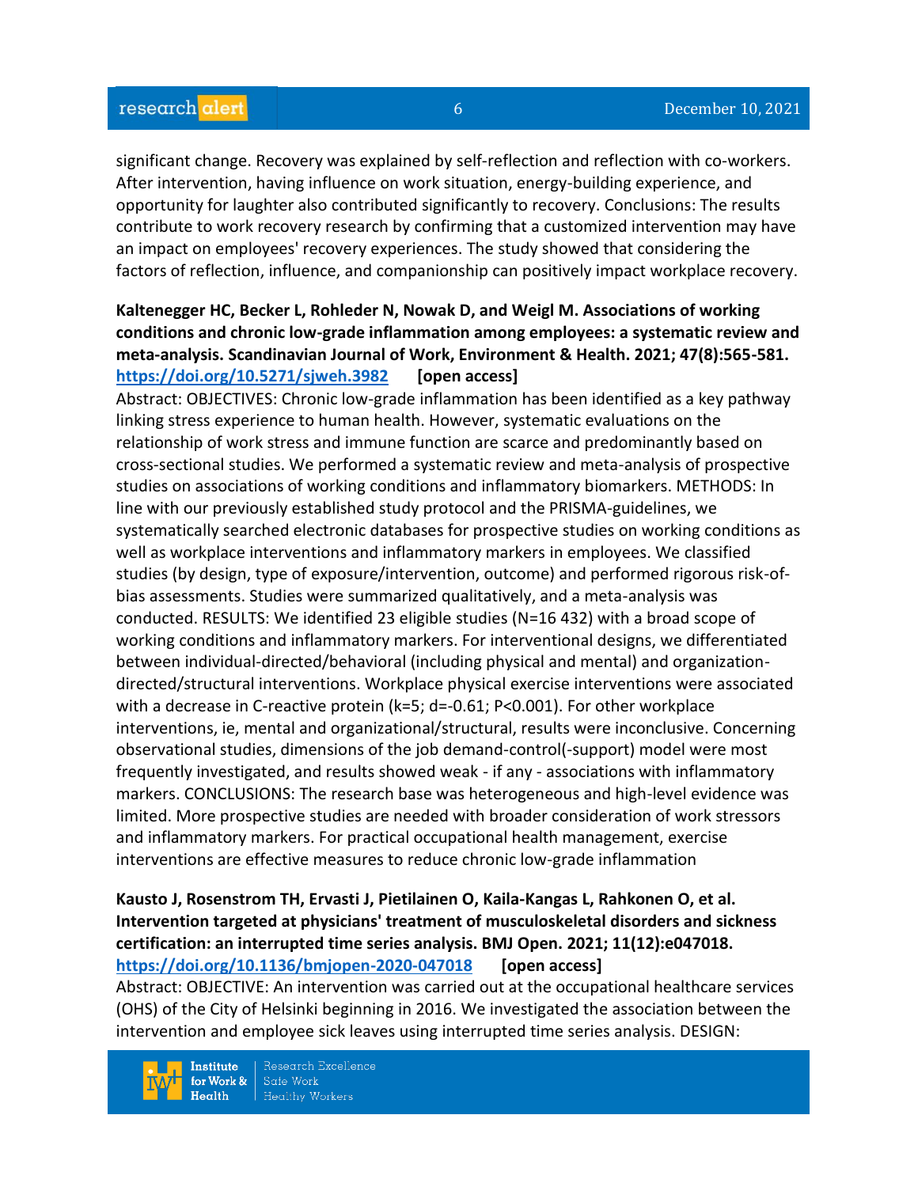significant change. Recovery was explained by self-reflection and reflection with co-workers. After intervention, having influence on work situation, energy-building experience, and opportunity for laughter also contributed significantly to recovery. Conclusions: The results contribute to work recovery research by confirming that a customized intervention may have an impact on employees' recovery experiences. The study showed that considering the factors of reflection, influence, and companionship can positively impact workplace recovery.

**Kaltenegger HC, Becker L, Rohleder N, Nowak D, and Weigl M. Associations of working conditions and chronic low-grade inflammation among employees: a systematic review and meta-analysis. Scandinavian Journal of Work, Environment & Health. 2021; 47(8):565-581. https://doi.org/10.5271/sjweh.3982 [open access]**

Abstract: OBJECTIVES: Chronic low-grade inflammation has been identified as a key pathway linking stress experience to human health. However, systematic evaluations on the relationship of work stress and immune function are scarce and predominantly based on cross-sectional studies. We performed a systematic review and meta-analysis of prospective studies on associations of working conditions and inflammatory biomarkers. METHODS: In line with our previously established study protocol and the PRISMA-guidelines, we systematically searched electronic databases for prospective studies on working conditions as well as workplace interventions and inflammatory markers in employees. We classified studies (by design, type of exposure/intervention, outcome) and performed rigorous risk-of-bias assessments. Studies were summarized qualitatively, and a meta-analysis was conducted. RESULTS: We identified 23 eligible studies (N=16 432) with a broad scope of working conditions and inflammatory markers. For interventional designs, we differentiated between individual-directed/behavioral (including physical and mental) and organization-directed/structural interventions. Workplace physical exercise interventions were associated with a decrease in C-reactive protein (k=5; d=-0.61; P<0.001). For other workplace interventions, ie, mental and organizational/structural, results were inconclusive. Concerning observational studies, dimensions of the job demand-control(-support) model were most frequently investigated, and results showed weak - if any - associations with inflammatory markers. CONCLUSIONS: The research base was heterogeneous and high-level evidence was limited. More prospective studies are needed with broader consideration of work stressors and inflammatory markers. For practical occupational health management, exercise interventions are effective measures to reduce chronic low-grade inflammation

**Kausto J, Rosenstrom TH, Ervasti J, Pietilainen O, Kaila-Kangas L, Rahkonen O, et al. Intervention targeted at physicians' treatment of musculoskeletal disorders and sickness certification: an interrupted time series analysis. BMJ Open. 2021; 11(12):e047018. https://doi.org/10.1136/bmjopen-2020-047018 [open access]**

Abstract: OBJECTIVE: An intervention was carried out at the occupational healthcare services (OHS) of the City of Helsinki beginning in 2016. We investigated the association between the intervention and employee sick leaves using interrupted time series analysis. DESIGN: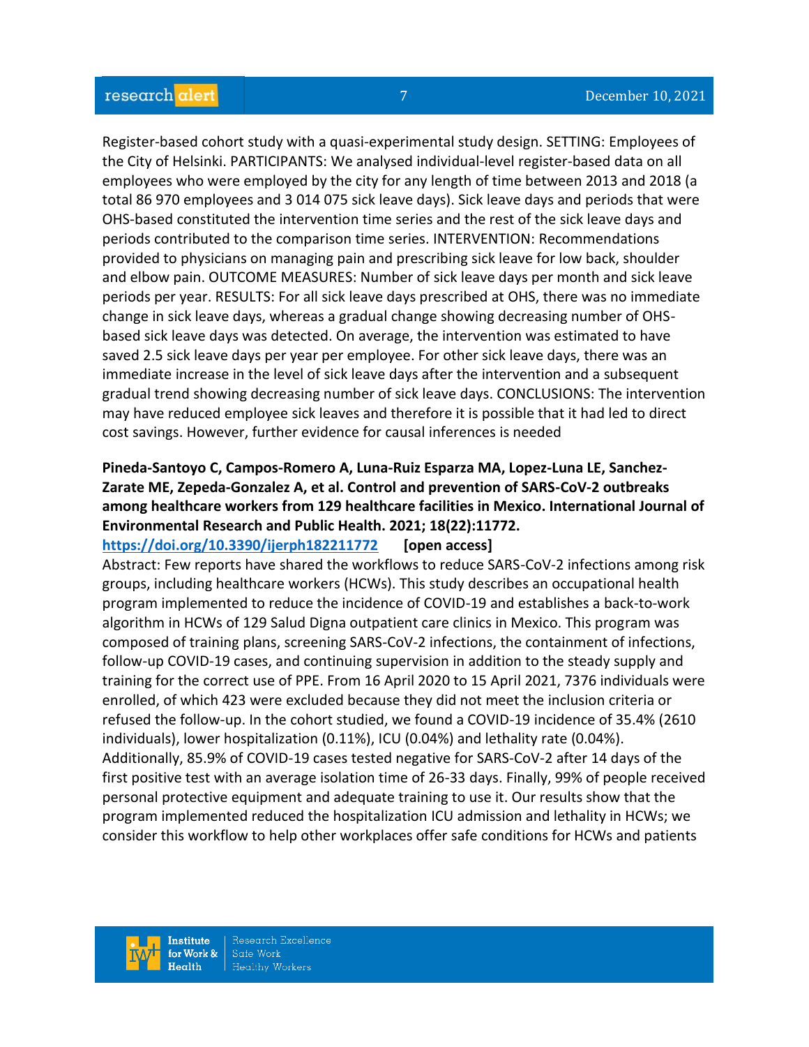Register-based cohort study with a quasi-experimental study design. SETTING: Employees of the City of Helsinki. PARTICIPANTS: We analysed individual-level register-based data on all employees who were employed by the city for any length of time between 2013 and 2018 (a total 86 970 employees and 3 014 075 sick leave days). Sick leave days and periods that were OHS-based constituted the intervention time series and the rest of the sick leave days and periods contributed to the comparison time series. INTERVENTION: Recommendations provided to physicians on managing pain and prescribing sick leave for low back, shoulder and elbow pain. OUTCOME MEASURES: Number of sick leave days per month and sick leave periods per year. RESULTS: For all sick leave days prescribed at OHS, there was no immediate change in sick leave days, whereas a gradual change showing decreasing number of OHS-based sick leave days was detected. On average, the intervention was estimated to have saved 2.5 sick leave days per year per employee. For other sick leave days, there was an immediate increase in the level of sick leave days after the intervention and a subsequent gradual trend showing decreasing number of sick leave days. CONCLUSIONS: The intervention may have reduced employee sick leaves and therefore it is possible that it had led to direct cost savings. However, further evidence for causal inferences is needed

**Pineda-Santoyo C, Campos-Romero A, Luna-Ruiz Esparza MA, Lopez-Luna LE, Sanchez-Zarate ME, Zepeda-Gonzalez A, et al. Control and prevention of SARS-CoV-2 outbreaks among healthcare workers from 129 healthcare facilities in Mexico. International Journal of Environmental Research and Public Health. 2021; 18(22):11772.**
**https://doi.org/10.3390/ijerph182211772 [open access]**

Abstract: Few reports have shared the workflows to reduce SARS-CoV-2 infections among risk groups, including healthcare workers (HCWs). This study describes an occupational health program implemented to reduce the incidence of COVID-19 and establishes a back-to-work algorithm in HCWs of 129 Salud Digna outpatient care clinics in Mexico. This program was composed of training plans, screening SARS-CoV-2 infections, the containment of infections, follow-up COVID-19 cases, and continuing supervision in addition to the steady supply and training for the correct use of PPE. From 16 April 2020 to 15 April 2021, 7376 individuals were enrolled, of which 423 were excluded because they did not meet the inclusion criteria or refused the follow-up. In the cohort studied, we found a COVID-19 incidence of 35.4% (2610 individuals), lower hospitalization (0.11%), ICU (0.04%) and lethality rate (0.04%). Additionally, 85.9% of COVID-19 cases tested negative for SARS-CoV-2 after 14 days of the first positive test with an average isolation time of 26-33 days. Finally, 99% of people received personal protective equipment and adequate training to use it. Our results show that the program implemented reduced the hospitalization ICU admission and lethality in HCWs; we consider this workflow to help other workplaces offer safe conditions for HCWs and patients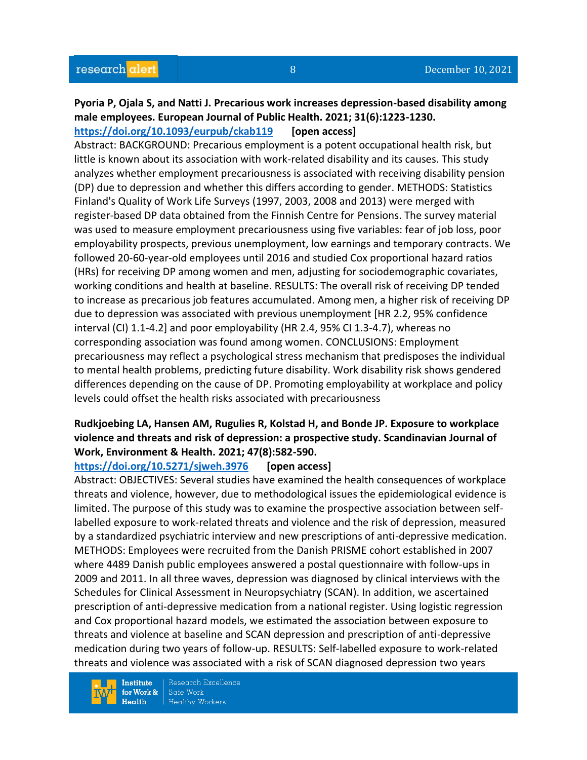**Pyoria P, Ojala S, and Natti J. Precarious work increases depression-based disability among male employees. European Journal of Public Health. 2021; 31(6):1223-1230.**
https://doi.org/10.1093/eurpub/ckab119 **[open access]**

Abstract: BACKGROUND: Precarious employment is a potent occupational health risk, but little is known about its association with work-related disability and its causes. This study analyzes whether employment precariousness is associated with receiving disability pension (DP) due to depression and whether this differs according to gender. METHODS: Statistics Finland's Quality of Work Life Surveys (1997, 2003, 2008 and 2013) were merged with register-based DP data obtained from the Finnish Centre for Pensions. The survey material was used to measure employment precariousness using five variables: fear of job loss, poor employability prospects, previous unemployment, low earnings and temporary contracts. We followed 20-60-year-old employees until 2016 and studied Cox proportional hazard ratios (HRs) for receiving DP among women and men, adjusting for sociodemographic covariates, working conditions and health at baseline. RESULTS: The overall risk of receiving DP tended to increase as precarious job features accumulated. Among men, a higher risk of receiving DP due to depression was associated with previous unemployment [HR 2.2, 95% confidence interval (CI) 1.1-4.2] and poor employability (HR 2.4, 95% CI 1.3-4.7), whereas no corresponding association was found among women. CONCLUSIONS: Employment precariousness may reflect a psychological stress mechanism that predisposes the individual to mental health problems, predicting future disability. Work disability risk shows gendered differences depending on the cause of DP. Promoting employability at workplace and policy levels could offset the health risks associated with precariousness

**Rudkjoebing LA, Hansen AM, Rugulies R, Kolstad H, and Bonde JP. Exposure to workplace violence and threats and risk of depression: a prospective study. Scandinavian Journal of Work, Environment & Health. 2021; 47(8):582-590.**
https://doi.org/10.5271/sjweh.3976 **[open access]**

Abstract: OBJECTIVES: Several studies have examined the health consequences of workplace threats and violence, however, due to methodological issues the epidemiological evidence is limited. The purpose of this study was to examine the prospective association between self-labelled exposure to work-related threats and violence and the risk of depression, measured by a standardized psychiatric interview and new prescriptions of anti-depressive medication. METHODS: Employees were recruited from the Danish PRISME cohort established in 2007 where 4489 Danish public employees answered a postal questionnaire with follow-ups in 2009 and 2011. In all three waves, depression was diagnosed by clinical interviews with the Schedules for Clinical Assessment in Neuropsychiatry (SCAN). In addition, we ascertained prescription of anti-depressive medication from a national register. Using logistic regression and Cox proportional hazard models, we estimated the association between exposure to threats and violence at baseline and SCAN depression and prescription of anti-depressive medication during two years of follow-up. RESULTS: Self-labelled exposure to work-related threats and violence was associated with a risk of SCAN diagnosed depression two years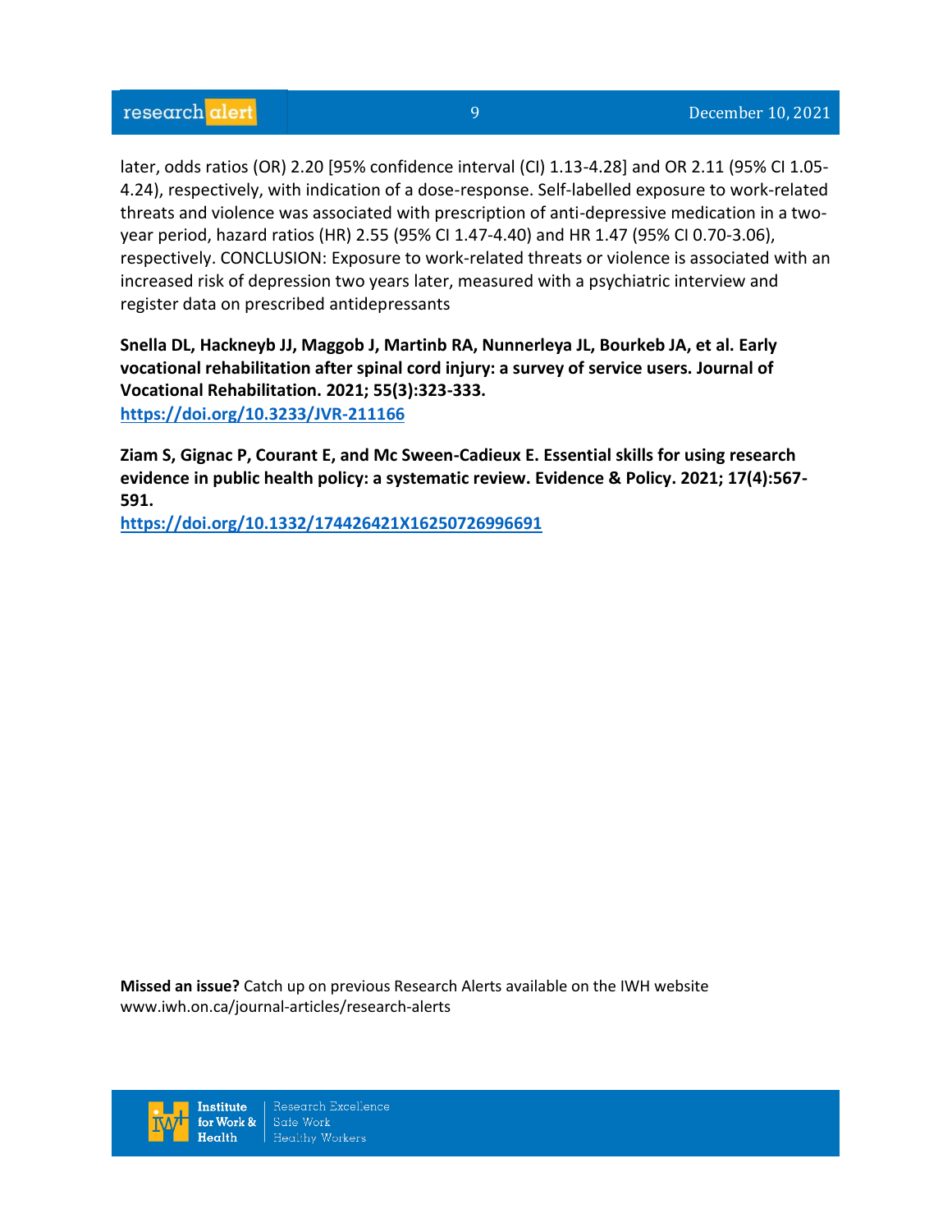later, odds ratios (OR) 2.20 [95% confidence interval (CI) 1.13-4.28] and OR 2.11 (95% CI 1.05-4.24), respectively, with indication of a dose-response. Self-labelled exposure to work-related threats and violence was associated with prescription of anti-depressive medication in a two-year period, hazard ratios (HR) 2.55 (95% CI 1.47-4.40) and HR 1.47 (95% CI 0.70-3.06), respectively. CONCLUSION: Exposure to work-related threats or violence is associated with an increased risk of depression two years later, measured with a psychiatric interview and register data on prescribed antidepressants

**Snella DL, Hackneyb JJ, Maggob J, Martinb RA, Nunnerleya JL, Bourkeb JA, et al. Early vocational rehabilitation after spinal cord injury: a survey of service users. Journal of Vocational Rehabilitation. 2021; 55(3):323-333.**
**https://doi.org/10.3233/JVR-211166**

**Ziam S, Gignac P, Courant E, and Mc Sween-Cadieux E. Essential skills for using research evidence in public health policy: a systematic review. Evidence & Policy. 2021; 17(4):567-591.**
**https://doi.org/10.1332/174426421X16250726996691**

**Missed an issue?** Catch up on previous Research Alerts available on the IWH website
www.iwh.on.ca/journal-articles/research-alerts